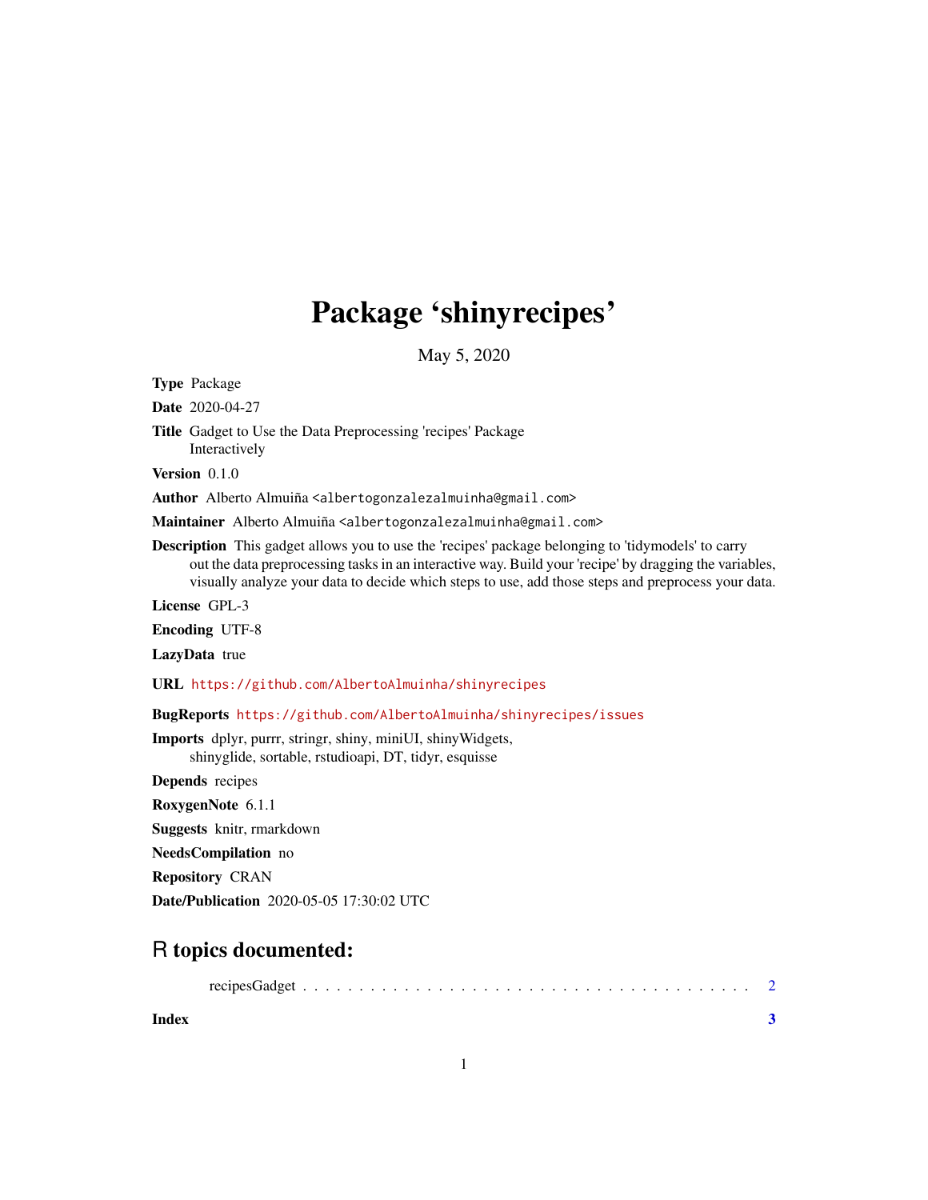# Package 'shinyrecipes'

May 5, 2020

**Type** Package

**Date** 2020-04-27

**Title** Gadget to Use the Data Preprocessing 'recipes' Package Interactively

**Version** 0.1.0

**Author** Alberto Almuiña <albertogonzalezalmuinha@gmail.com>

**Maintainer** Alberto Almuiña <albertogonzalezalmuinha@gmail.com>

**Description** This gadget allows you to use the 'recipes' package belonging to 'tidymodels' to carry out the data preprocessing tasks in an interactive way. Build your 'recipe' by dragging the variables, visually analyze your data to decide which steps to use, add those steps and preprocess your data.

**License** GPL-3

**Encoding** UTF-8

**LazyData** true

**URL** https://github.com/AlbertoAlmuinha/shinyrecipes

**BugReports** https://github.com/AlbertoAlmuinha/shinyrecipes/issues

**Imports** dplyr, purrr, stringr, shiny, miniUI, shinyWidgets, shinyglide, sortable, rstudioapi, DT, tidyr, esquisse

**Depends** recipes

**RoxygenNote** 6.1.1

**Suggests** knitr, rmarkdown

**NeedsCompilation** no

**Repository** CRAN

**Date/Publication** 2020-05-05 17:30:02 UTC

## R topics documented:

recipesGadget . . . . . . . . . . . . . . . . . . . . . . . . . . . . . . . . . . . . . . . . 2

**Index** **3**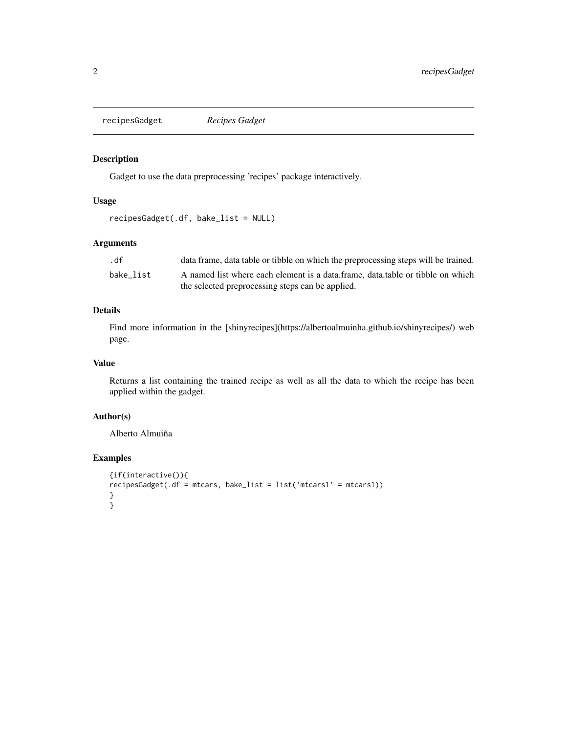recipesGadget *Recipes Gadget*

### Description

Gadget to use the data preprocessing 'recipes' package interactively.

### Usage

```
recipesGadget(.df, bake_list = NULL)
```

### Arguments

| | |
|---|---|
| `.df` | data frame, data table or tibble on which the preprocessing steps will be trained. |
| `bake_list` | A named list where each element is a data.frame, data.table or tibble on which the selected preprocessing steps can be applied. |

### Details

Find more information in the [shinyrecipes](https://albertoalmuinha.github.io/shinyrecipes/) web page.

### Value

Returns a list containing the trained recipe as well as all the data to which the recipe has been applied within the gadget.

### Author(s)

Alberto Almuiña

### Examples

```
{if(interactive()){
recipesGadget(.df = mtcars, bake_list = list('mtcars1' = mtcars1))
}
}
```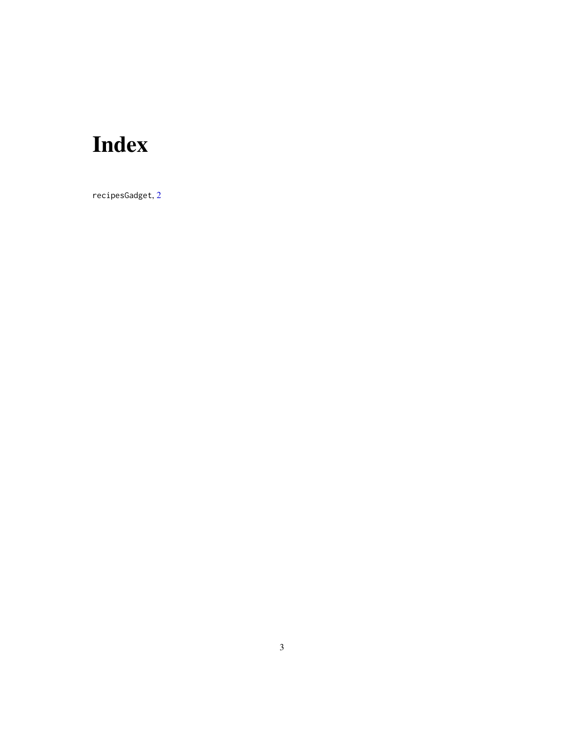# Index

recipesGadget, 2